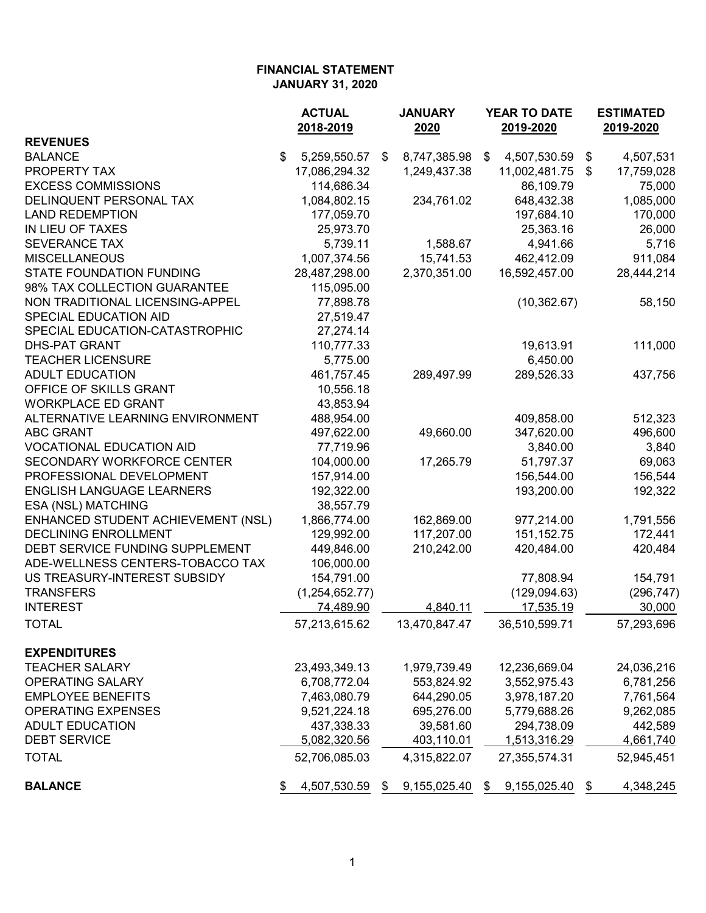**FINANCIAL STATEMENT**
**JANUARY 31, 2020**

| | ACTUAL 2018-2019 | JANUARY 2020 | YEAR TO DATE 2019-2020 | ESTIMATED 2019-2020 |
|---|---|---|---|---|
| **REVENUES** | | | | |
| BALANCE | $ 5,259,550.57 | $ 8,747,385.98 | $ 4,507,530.59 | $ 4,507,531 |
| PROPERTY TAX | 17,086,294.32 | 1,249,437.38 | 11,002,481.75 | $ 17,759,028 |
| EXCESS COMMISSIONS | 114,686.34 | | 86,109.79 | 75,000 |
| DELINQUENT PERSONAL TAX | 1,084,802.15 | 234,761.02 | 648,432.38 | 1,085,000 |
| LAND REDEMPTION | 177,059.70 | | 197,684.10 | 170,000 |
| IN LIEU OF TAXES | 25,973.70 | | 25,363.16 | 26,000 |
| SEVERANCE TAX | 5,739.11 | 1,588.67 | 4,941.66 | 5,716 |
| MISCELLANEOUS | 1,007,374.56 | 15,741.53 | 462,412.09 | 911,084 |
| STATE FOUNDATION FUNDING | 28,487,298.00 | 2,370,351.00 | 16,592,457.00 | 28,444,214 |
| 98% TAX COLLECTION GUARANTEE | 115,095.00 | | | |
| NON TRADITIONAL LICENSING-APPEL | 77,898.78 | | (10,362.67) | 58,150 |
| SPECIAL EDUCATION AID | 27,519.47 | | | |
| SPECIAL EDUCATION-CATASTROPHIC | 27,274.14 | | | |
| DHS-PAT GRANT | 110,777.33 | | 19,613.91 | 111,000 |
| TEACHER LICENSURE | 5,775.00 | | 6,450.00 | |
| ADULT EDUCATION | 461,757.45 | 289,497.99 | 289,526.33 | 437,756 |
| OFFICE OF SKILLS GRANT | 10,556.18 | | | |
| WORKPLACE ED GRANT | 43,853.94 | | | |
| ALTERNATIVE LEARNING ENVIRONMENT | 488,954.00 | | 409,858.00 | 512,323 |
| ABC GRANT | 497,622.00 | 49,660.00 | 347,620.00 | 496,600 |
| VOCATIONAL EDUCATION AID | 77,719.96 | | 3,840.00 | 3,840 |
| SECONDARY WORKFORCE CENTER | 104,000.00 | 17,265.79 | 51,797.37 | 69,063 |
| PROFESSIONAL DEVELOPMENT | 157,914.00 | | 156,544.00 | 156,544 |
| ENGLISH LANGUAGE LEARNERS | 192,322.00 | | 193,200.00 | 192,322 |
| ESA (NSL) MATCHING | 38,557.79 | | | |
| ENHANCED STUDENT ACHIEVEMENT (NSL) | 1,866,774.00 | 162,869.00 | 977,214.00 | 1,791,556 |
| DECLINING ENROLLMENT | 129,992.00 | 117,207.00 | 151,152.75 | 172,441 |
| DEBT SERVICE FUNDING SUPPLEMENT | 449,846.00 | 210,242.00 | 420,484.00 | 420,484 |
| ADE-WELLNESS CENTERS-TOBACCO TAX | 106,000.00 | | | |
| US TREASURY-INTEREST SUBSIDY | 154,791.00 | | 77,808.94 | 154,791 |
| TRANSFERS | (1,254,652.77) | | (129,094.63) | (296,747) |
| INTEREST | 74,489.90 | 4,840.11 | 17,535.19 | 30,000 |
| TOTAL | 57,213,615.62 | 13,470,847.47 | 36,510,599.71 | 57,293,696 |
| **EXPENDITURES** | | | | |
| TEACHER SALARY | 23,493,349.13 | 1,979,739.49 | 12,236,669.04 | 24,036,216 |
| OPERATING SALARY | 6,708,772.04 | 553,824.92 | 3,552,975.43 | 6,781,256 |
| EMPLOYEE BENEFITS | 7,463,080.79 | 644,290.05 | 3,978,187.20 | 7,761,564 |
| OPERATING EXPENSES | 9,521,224.18 | 695,276.00 | 5,779,688.26 | 9,262,085 |
| ADULT EDUCATION | 437,338.33 | 39,581.60 | 294,738.09 | 442,589 |
| DEBT SERVICE | 5,082,320.56 | 403,110.01 | 1,513,316.29 | 4,661,740 |
| TOTAL | 52,706,085.03 | 4,315,822.07 | 27,355,574.31 | 52,945,451 |
| **BALANCE** | $ 4,507,530.59 | $ 9,155,025.40 | $ 9,155,025.40 | $ 4,348,245 |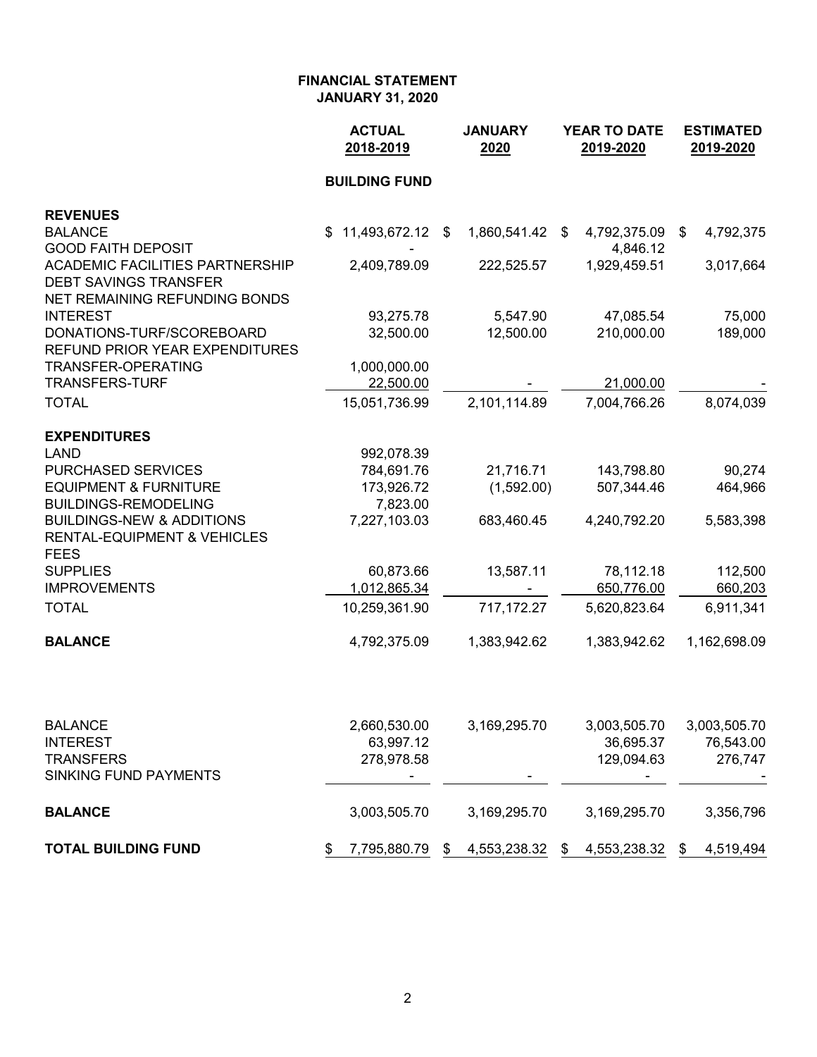# FINANCIAL STATEMENT
## JANUARY 31, 2020

| | ACTUAL 2018-2019 | JANUARY 2020 | YEAR TO DATE 2019-2020 | ESTIMATED 2019-2020 |
|---|---|---|---|---|
| | **BUILDING FUND** | | | |
| **REVENUES** | | | | |
| BALANCE | $ 11,493,672.12 | $ 1,860,541.42 | $ 4,792,375.09 | $ 4,792,375 |
| GOOD FAITH DEPOSIT | - | | 4,846.12 | |
| ACADEMIC FACILITIES PARTNERSHIP | 2,409,789.09 | 222,525.57 | 1,929,459.51 | 3,017,664 |
| DEBT SAVINGS TRANSFER | | | | |
| NET REMAINING REFUNDING BONDS | | | | |
| INTEREST | 93,275.78 | 5,547.90 | 47,085.54 | 75,000 |
| DONATIONS-TURF/SCOREBOARD | 32,500.00 | 12,500.00 | 210,000.00 | 189,000 |
| REFUND PRIOR YEAR EXPENDITURES | | | | |
| TRANSFER-OPERATING | 1,000,000.00 | | | |
| TRANSFERS-TURF | 22,500.00 | - | 21,000.00 | - |
| TOTAL | 15,051,736.99 | 2,101,114.89 | 7,004,766.26 | 8,074,039 |
| **EXPENDITURES** | | | | |
| LAND | 992,078.39 | | | |
| PURCHASED SERVICES | 784,691.76 | 21,716.71 | 143,798.80 | 90,274 |
| EQUIPMENT & FURNITURE | 173,926.72 | (1,592.00) | 507,344.46 | 464,966 |
| BUILDINGS-REMODELING | 7,823.00 | | | |
| BUILDINGS-NEW & ADDITIONS | 7,227,103.03 | 683,460.45 | 4,240,792.20 | 5,583,398 |
| RENTAL-EQUIPMENT & VEHICLES | | | | |
| FEES | | | | |
| SUPPLIES | 60,873.66 | 13,587.11 | 78,112.18 | 112,500 |
| IMPROVEMENTS | 1,012,865.34 | - | 650,776.00 | 660,203 |
| TOTAL | 10,259,361.90 | 717,172.27 | 5,620,823.64 | 6,911,341 |
| **BALANCE** | 4,792,375.09 | 1,383,942.62 | 1,383,942.62 | 1,162,698.09 |
| | | | | |
| BALANCE | 2,660,530.00 | 3,169,295.70 | 3,003,505.70 | 3,003,505.70 |
| INTEREST | 63,997.12 | | 36,695.37 | 76,543.00 |
| TRANSFERS | 278,978.58 | | 129,094.63 | 276,747 |
| SINKING FUND PAYMENTS | - | - | - | - |
| **BALANCE** | 3,003,505.70 | 3,169,295.70 | 3,169,295.70 | 3,356,796 |
| **TOTAL BUILDING FUND** | $ 7,795,880.79 | $ 4,553,238.32 | $ 4,553,238.32 | $ 4,519,494 |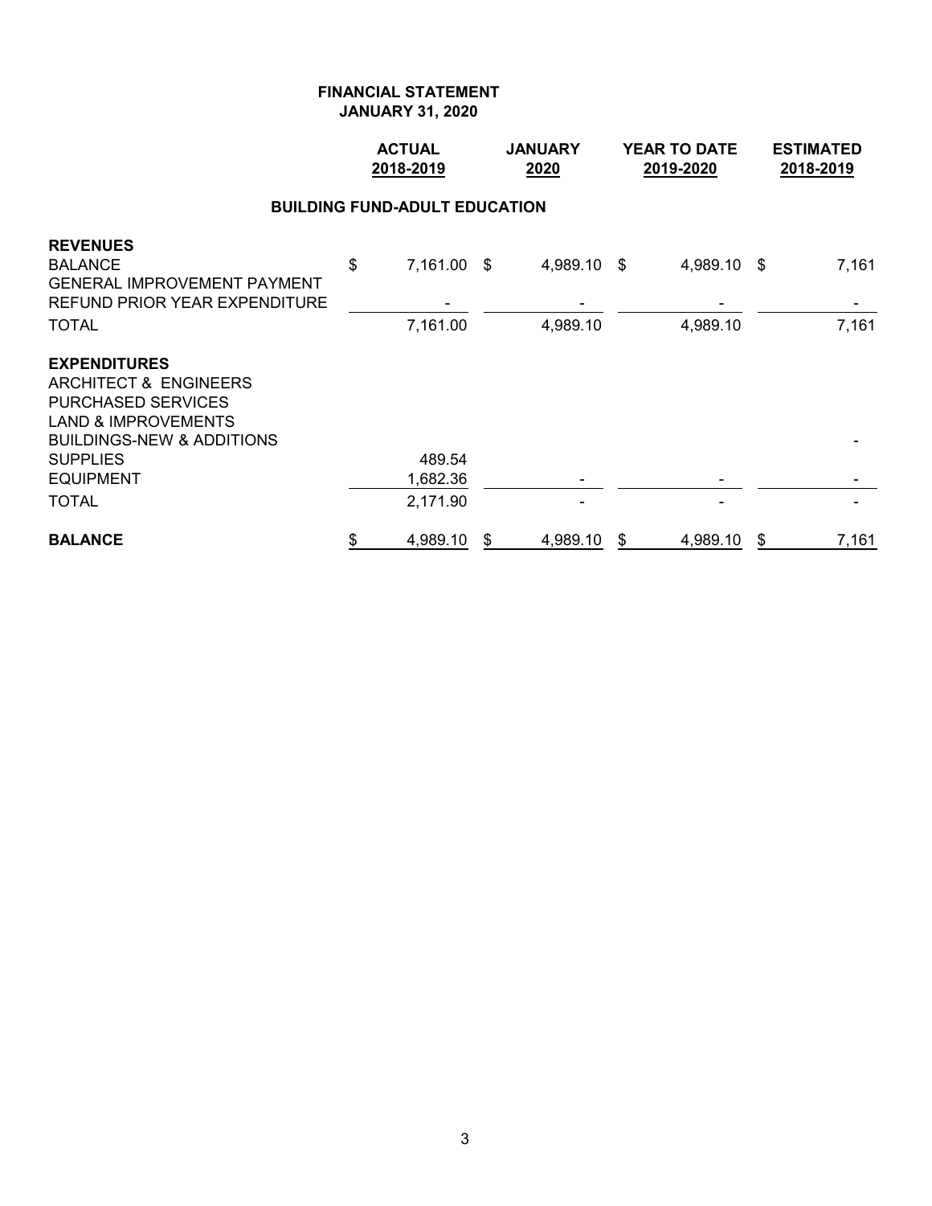**FINANCIAL STATEMENT**
**JANUARY 31, 2020**

**BUILDING FUND-ADULT EDUCATION**

| | ACTUAL 2018-2019 | JANUARY 2020 | YEAR TO DATE 2019-2020 | ESTIMATED 2018-2019 |
|---|---|---|---|---|
| **REVENUES** | | | | |
| BALANCE | $ 7,161.00 | $ 4,989.10 | $ 4,989.10 | $ 7,161 |
| GENERAL IMPROVEMENT PAYMENT | | | | |
| REFUND PRIOR YEAR EXPENDITURE | - | - | - | - |
| TOTAL | 7,161.00 | 4,989.10 | 4,989.10 | 7,161 |
| **EXPENDITURES** | | | | |
| ARCHITECT & ENGINEERS | | | | |
| PURCHASED SERVICES | | | | |
| LAND & IMPROVEMENTS | | | | |
| BUILDINGS-NEW & ADDITIONS | | | | - |
| SUPPLIES | 489.54 | | | |
| EQUIPMENT | 1,682.36 | - | - | - |
| TOTAL | 2,171.90 | - | - | - |
| **BALANCE** | $ 4,989.10 | $ 4,989.10 | $ 4,989.10 | $ 7,161 |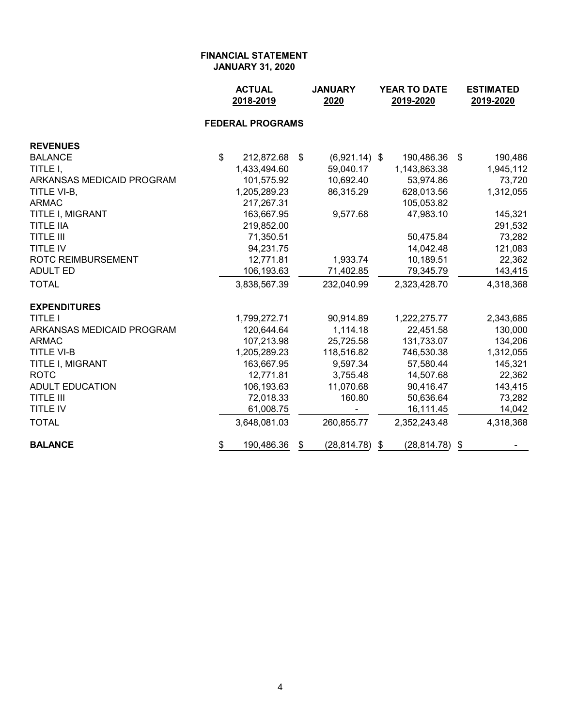# FINANCIAL STATEMENT
## JANUARY 31, 2020

| | ACTUAL 2018-2019 | JANUARY 2020 | YEAR TO DATE 2019-2020 | ESTIMATED 2019-2020 |
|---|---|---|---|---|
| **FEDERAL PROGRAMS** | | | | |
| **REVENUES** | | | | |
| BALANCE | $ 212,872.68 | $ (6,921.14) | $ 190,486.36 | $ 190,486 |
| TITLE I, | 1,433,494.60 | 59,040.17 | 1,143,863.38 | 1,945,112 |
| ARKANSAS MEDICAID PROGRAM | 101,575.92 | 10,692.40 | 53,974.86 | 73,720 |
| TITLE VI-B, | 1,205,289.23 | 86,315.29 | 628,013.56 | 1,312,055 |
| ARMAC | 217,267.31 | | 105,053.82 | |
| TITLE I, MIGRANT | 163,667.95 | 9,577.68 | 47,983.10 | 145,321 |
| TITLE IIA | 219,852.00 | | | 291,532 |
| TITLE III | 71,350.51 | | 50,475.84 | 73,282 |
| TITLE IV | 94,231.75 | | 14,042.48 | 121,083 |
| ROTC REIMBURSEMENT | 12,771.81 | 1,933.74 | 10,189.51 | 22,362 |
| ADULT ED | 106,193.63 | 71,402.85 | 79,345.79 | 143,415 |
| TOTAL | 3,838,567.39 | 232,040.99 | 2,323,428.70 | 4,318,368 |
| **EXPENDITURES** | | | | |
| TITLE I | 1,799,272.71 | 90,914.89 | 1,222,275.77 | 2,343,685 |
| ARKANSAS MEDICAID PROGRAM | 120,644.64 | 1,114.18 | 22,451.58 | 130,000 |
| ARMAC | 107,213.98 | 25,725.58 | 131,733.07 | 134,206 |
| TITLE VI-B | 1,205,289.23 | 118,516.82 | 746,530.38 | 1,312,055 |
| TITLE I, MIGRANT | 163,667.95 | 9,597.34 | 57,580.44 | 145,321 |
| ROTC | 12,771.81 | 3,755.48 | 14,507.68 | 22,362 |
| ADULT EDUCATION | 106,193.63 | 11,070.68 | 90,416.47 | 143,415 |
| TITLE III | 72,018.33 | 160.80 | 50,636.64 | 73,282 |
| TITLE IV | 61,008.75 | - | 16,111.45 | 14,042 |
| TOTAL | 3,648,081.03 | 260,855.77 | 2,352,243.48 | 4,318,368 |
| **BALANCE** | $ 190,486.36 | $ (28,814.78) | $ (28,814.78) | $ - |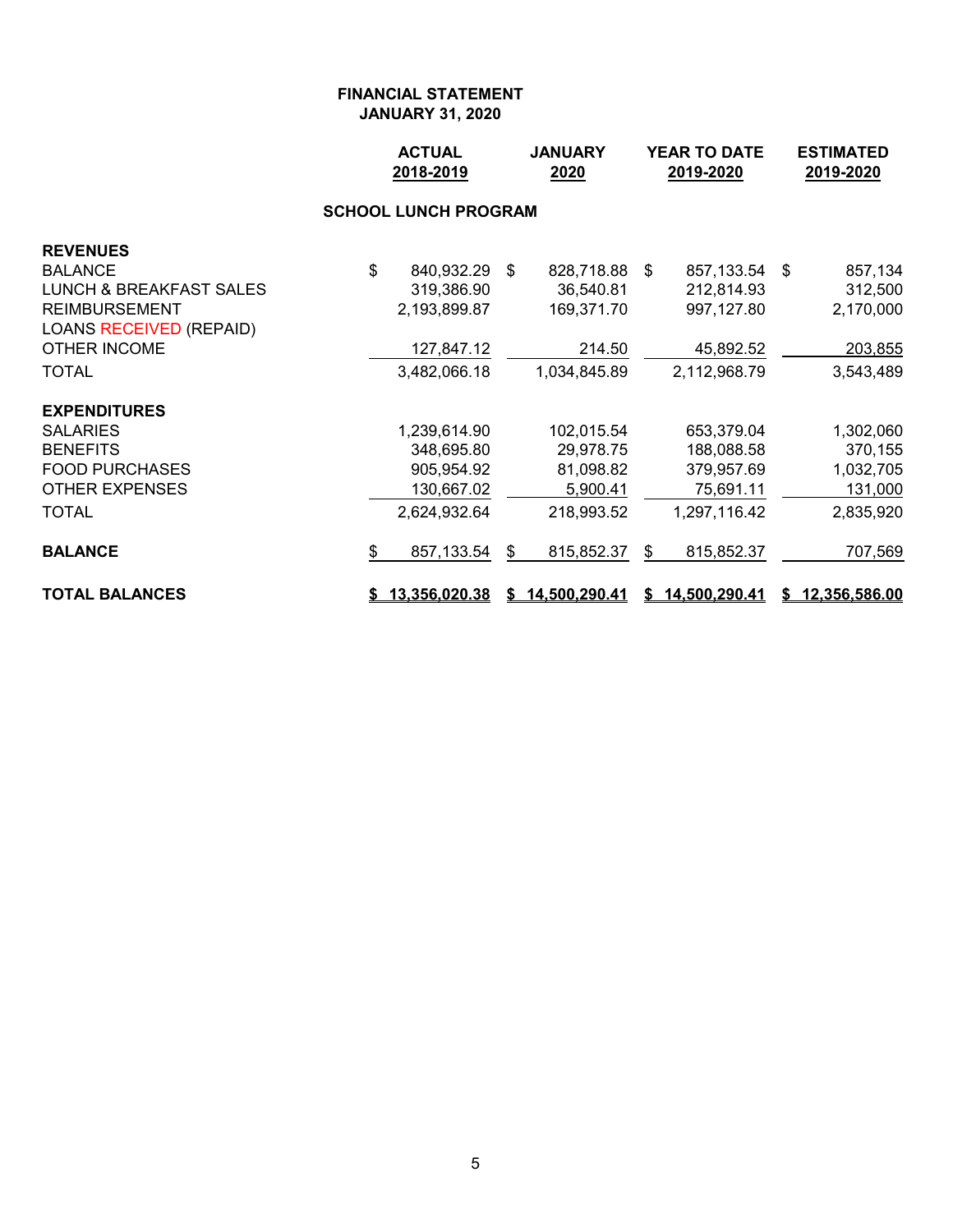**FINANCIAL STATEMENT**
**JANUARY 31, 2020**

| | ACTUAL 2018-2019 | JANUARY 2020 | YEAR TO DATE 2019-2020 | ESTIMATED 2019-2020 |
|---|---|---|---|---|
| **SCHOOL LUNCH PROGRAM** | | | | |
| **REVENUES** | | | | |
| BALANCE | $ 840,932.29 | $ 828,718.88 | $ 857,133.54 | $ 857,134 |
| LUNCH & BREAKFAST SALES | 319,386.90 | 36,540.81 | 212,814.93 | 312,500 |
| REIMBURSEMENT | 2,193,899.87 | 169,371.70 | 997,127.80 | 2,170,000 |
| LOANS RECEIVED (REPAID) | | | | |
| OTHER INCOME | 127,847.12 | 214.50 | 45,892.52 | 203,855 |
| TOTAL | 3,482,066.18 | 1,034,845.89 | 2,112,968.79 | 3,543,489 |
| **EXPENDITURES** | | | | |
| SALARIES | 1,239,614.90 | 102,015.54 | 653,379.04 | 1,302,060 |
| BENEFITS | 348,695.80 | 29,978.75 | 188,088.58 | 370,155 |
| FOOD PURCHASES | 905,954.92 | 81,098.82 | 379,957.69 | 1,032,705 |
| OTHER EXPENSES | 130,667.02 | 5,900.41 | 75,691.11 | 131,000 |
| TOTAL | 2,624,932.64 | 218,993.52 | 1,297,116.42 | 2,835,920 |
| **BALANCE** | $ 857,133.54 | $ 815,852.37 | $ 815,852.37 | 707,569 |
| **TOTAL BALANCES** | **$ 13,356,020.38** | **$ 14,500,290.41** | **$ 14,500,290.41** | **$ 12,356,586.00** |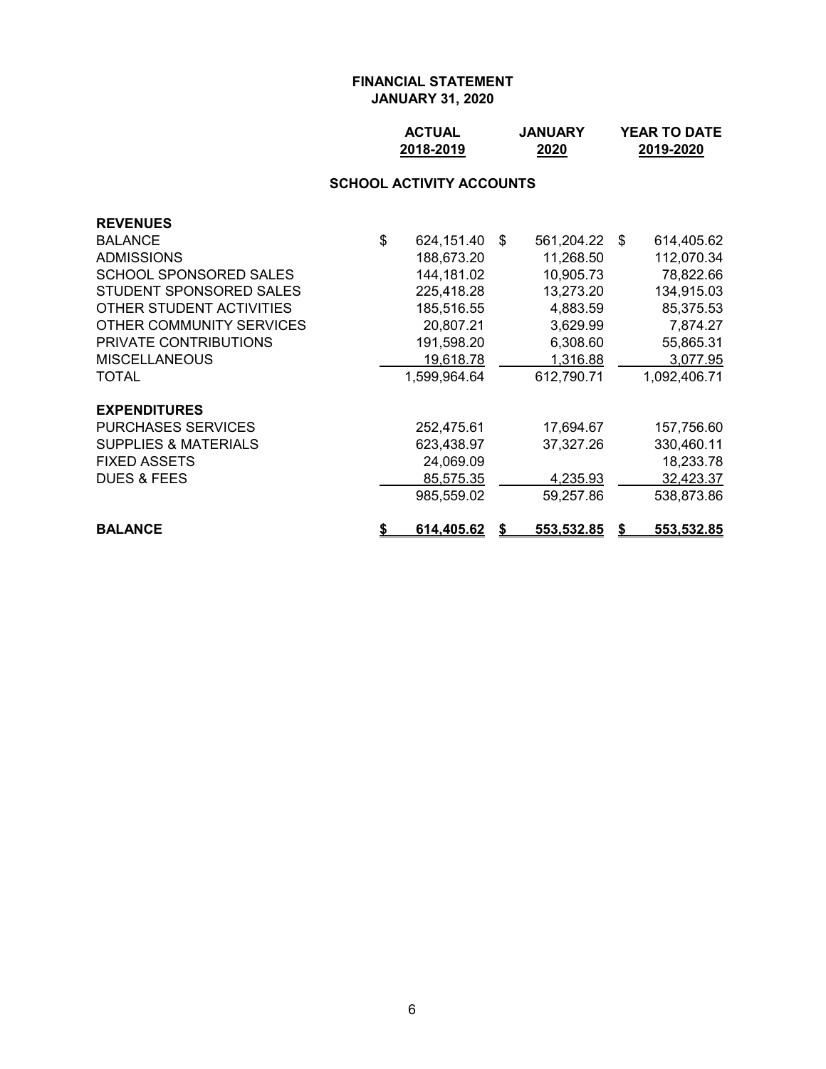**FINANCIAL STATEMENT**
**JANUARY 31, 2020**

| | ACTUAL 2018-2019 | JANUARY 2020 | YEAR TO DATE 2019-2020 |
|---|---|---|---|
| **SCHOOL ACTIVITY ACCOUNTS** | | | |
| **REVENUES** | | | |
| BALANCE | $ 624,151.40 | $ 561,204.22 | $ 614,405.62 |
| ADMISSIONS | 188,673.20 | 11,268.50 | 112,070.34 |
| SCHOOL SPONSORED SALES | 144,181.02 | 10,905.73 | 78,822.66 |
| STUDENT SPONSORED SALES | 225,418.28 | 13,273.20 | 134,915.03 |
| OTHER STUDENT ACTIVITIES | 185,516.55 | 4,883.59 | 85,375.53 |
| OTHER COMMUNITY SERVICES | 20,807.21 | 3,629.99 | 7,874.27 |
| PRIVATE CONTRIBUTIONS | 191,598.20 | 6,308.60 | 55,865.31 |
| MISCELLANEOUS | 19,618.78 | 1,316.88 | 3,077.95 |
| TOTAL | 1,599,964.64 | 612,790.71 | 1,092,406.71 |
| **EXPENDITURES** | | | |
| PURCHASES SERVICES | 252,475.61 | 17,694.67 | 157,756.60 |
| SUPPLIES & MATERIALS | 623,438.97 | 37,327.26 | 330,460.11 |
| FIXED ASSETS | 24,069.09 | | 18,233.78 |
| DUES & FEES | 85,575.35 | 4,235.93 | 32,423.37 |
| | 985,559.02 | 59,257.86 | 538,873.86 |
| **BALANCE** | **$ 614,405.62** | **$ 553,532.85** | **$ 553,532.85** |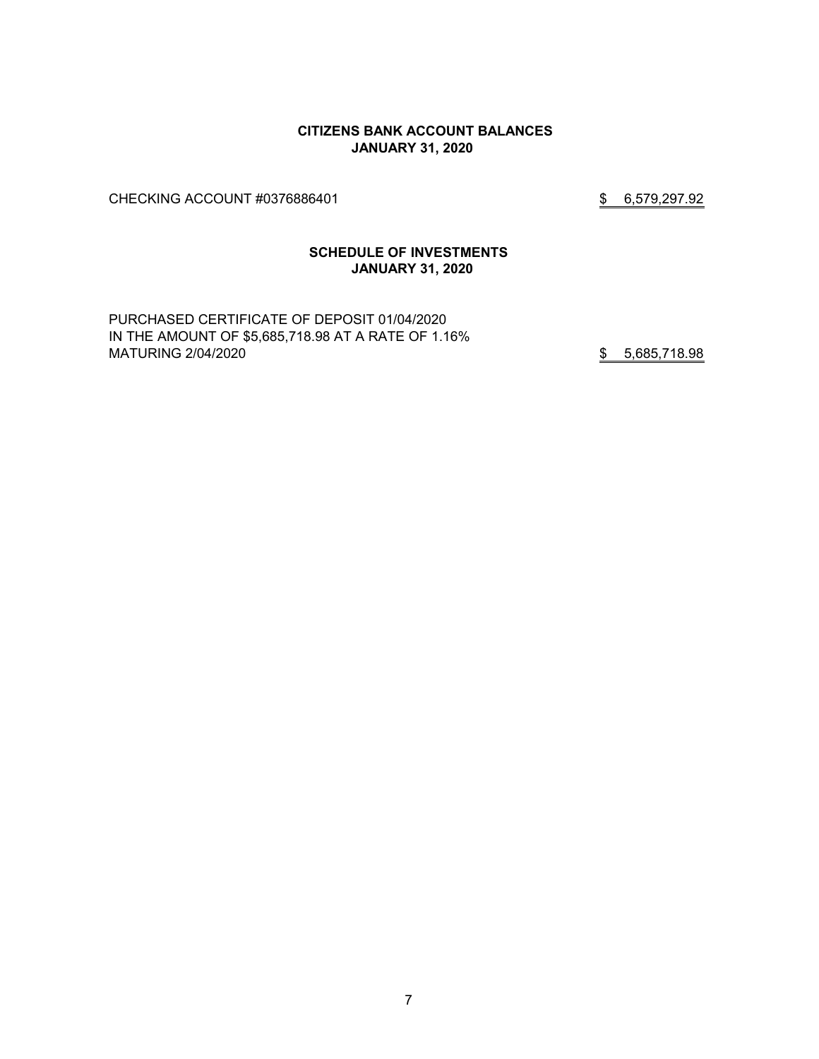**CITIZENS BANK ACCOUNT BALANCES**
**JANUARY 31, 2020**

| | |
|---|---|
| CHECKING ACCOUNT #0376886401 | $ 6,579,297.92 |

**SCHEDULE OF INVESTMENTS**
**JANUARY 31, 2020**

| | |
|---|---|
| PURCHASED CERTIFICATE OF DEPOSIT 01/04/2020 IN THE AMOUNT OF $5,685,718.98 AT A RATE OF 1.16% MATURING 2/04/2020 | $ 5,685,718.98 |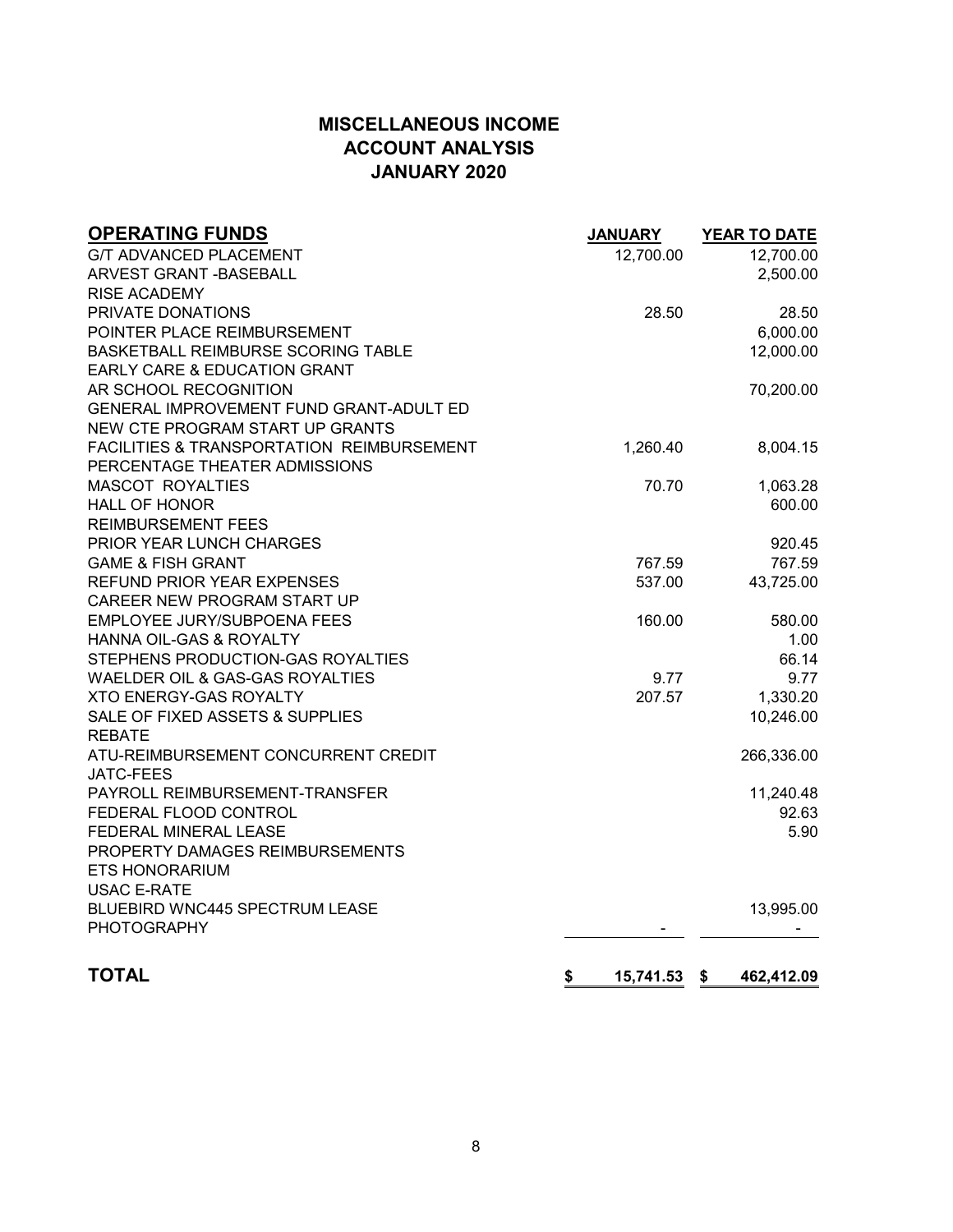# MISCELLANEOUS INCOME
# ACCOUNT ANALYSIS
# JANUARY 2020

| OPERATING FUNDS | JANUARY | YEAR TO DATE |
|---|---|---|
| G/T ADVANCED PLACEMENT | 12,700.00 | 12,700.00 |
| ARVEST GRANT -BASEBALL | | 2,500.00 |
| RISE ACADEMY | | |
| PRIVATE DONATIONS | 28.50 | 28.50 |
| POINTER PLACE REIMBURSEMENT | | 6,000.00 |
| BASKETBALL REIMBURSE SCORING TABLE | | 12,000.00 |
| EARLY CARE & EDUCATION GRANT | | |
| AR SCHOOL RECOGNITION | | 70,200.00 |
| GENERAL IMPROVEMENT FUND GRANT-ADULT ED | | |
| NEW CTE PROGRAM START UP GRANTS | | |
| FACILITIES & TRANSPORTATION REIMBURSEMENT | 1,260.40 | 8,004.15 |
| PERCENTAGE THEATER ADMISSIONS | | |
| MASCOT ROYALTIES | 70.70 | 1,063.28 |
| HALL OF HONOR | | 600.00 |
| REIMBURSEMENT FEES | | |
| PRIOR YEAR LUNCH CHARGES | | 920.45 |
| GAME & FISH GRANT | 767.59 | 767.59 |
| REFUND PRIOR YEAR EXPENSES | 537.00 | 43,725.00 |
| CAREER NEW PROGRAM START UP | | |
| EMPLOYEE JURY/SUBPOENA FEES | 160.00 | 580.00 |
| HANNA OIL-GAS & ROYALTY | | 1.00 |
| STEPHENS PRODUCTION-GAS ROYALTIES | | 66.14 |
| WAELDER OIL & GAS-GAS ROYALTIES | 9.77 | 9.77 |
| XTO ENERGY-GAS ROYALTY | 207.57 | 1,330.20 |
| SALE OF FIXED ASSETS & SUPPLIES | | 10,246.00 |
| REBATE | | |
| ATU-REIMBURSEMENT CONCURRENT CREDIT | | 266,336.00 |
| JATC-FEES | | |
| PAYROLL REIMBURSEMENT-TRANSFER | | 11,240.48 |
| FEDERAL FLOOD CONTROL | | 92.63 |
| FEDERAL MINERAL LEASE | | 5.90 |
| PROPERTY DAMAGES REIMBURSEMENTS | | |
| ETS HONORARIUM | | |
| USAC E-RATE | | |
| BLUEBIRD WNC445 SPECTRUM LEASE | | 13,995.00 |
| PHOTOGRAPHY | - | - |
| **TOTAL** | **$ 15,741.53** | **$ 462,412.09** |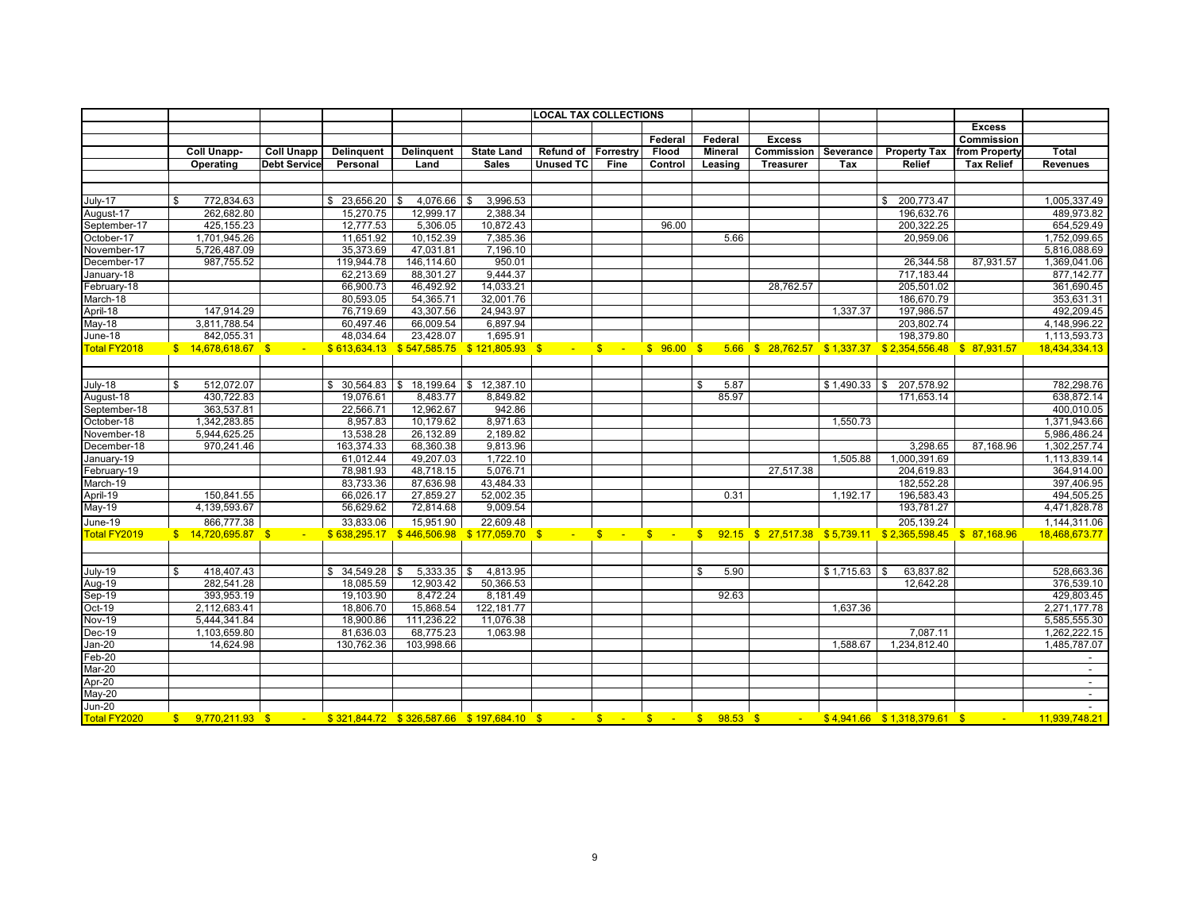| | | | | | | LOCAL TAX COLLECTIONS | | | | | | | | |
|---|---|---|---|---|---|---|---|---|---|---|---|---|---|---|
| | | | | | | | | | | | | | Excess | |
| | | | | | | | | Federal | Federal | Excess | | | Commission | |
| | Coll Unapp- | Coll Unapp | Delinquent | Delinquent | State Land | Refund of | Forrestry | Flood | Mineral | Commission | Severance | Property Tax | from Property | Total |
| | Operating | Debt Service | Personal | Land | Sales | Unused TC | Fine | Control | Leasing | Treasurer | Tax | Relief | Tax Relief | Revenues |
| July-17 | $ 772,834.63 | | $ 23,656.20 | $ 4,076.66 | $ 3,996.53 | | | | | | | $ 200,773.47 | | 1,005,337.49 |
| August-17 | 262,682.80 | | 15,270.75 | 12,999.17 | 2,388.34 | | | | | | | 196,632.76 | | 489,973.82 |
| September-17 | 425,155.23 | | 12,777.53 | 5,306.05 | 10,872.43 | | | 96.00 | | | | 200,322.25 | | 654,529.49 |
| October-17 | 1,701,945.26 | | 11,651.92 | 10,152.39 | 7,385.36 | | | | 5.66 | | | 20,959.06 | | 1,752,099.65 |
| November-17 | 5,726,487.09 | | 35,373.69 | 47,031.81 | 7,196.10 | | | | | | | | | 5,816,088.69 |
| December-17 | 987,755.52 | | 119,944.78 | 146,114.60 | 950.01 | | | | | | | 26,344.58 | 87,931.57 | 1,369,041.06 |
| January-18 | | | 62,213.69 | 88,301.27 | 9,444.37 | | | | | | | 717,183.44 | | 877,142.77 |
| February-18 | | | 66,900.73 | 46,492.92 | 14,033.21 | | | | | 28,762.57 | | 205,501.02 | | 361,690.45 |
| March-18 | | | 80,593.05 | 54,365.71 | 32,001.76 | | | | | | | 186,670.79 | | 353,631.31 |
| April-18 | 147,914.29 | | 76,719.69 | 43,307.56 | 24,943.97 | | | | | | 1,337.37 | 197,986.57 | | 492,209.45 |
| May-18 | 3,811,788.54 | | 60,497.46 | 66,009.54 | 6,897.94 | | | | | | | 203,802.74 | | 4,148,996.22 |
| June-18 | 842,055.31 | | 48,034.64 | 23,428.07 | 1,695.91 | | | | | | | 198,379.80 | | 1,113,593.73 |
| Total FY2018 | $ 14,678,618.67 | $ - | $ 613,634.13 | $ 547,585.75 | $ 121,805.93 | $ - | $ - | $ 96.00 | $ 5.66 | $ 28,762.57 | $ 1,337.37 | $ 2,354,556.48 | $ 87,931.57 | 18,434,334.13 |
| July-18 | $ 512,072.07 | | $ 30,564.83 | $ 18,199.64 | $ 12,387.10 | | | | $ 5.87 | | $ 1,490.33 | $ 207,578.92 | | 782,298.76 |
| August-18 | 430,722.83 | | 19,076.61 | 8,483.77 | 8,849.82 | | | | 85.97 | | | 171,653.14 | | 638,872.14 |
| September-18 | 363,537.81 | | 22,566.71 | 12,962.67 | 942.86 | | | | | | | | | 400,010.05 |
| October-18 | 1,342,283.85 | | 8,957.83 | 10,179.62 | 8,971.63 | | | | | | 1,550.73 | | | 1,371,943.66 |
| November-18 | 5,944,625.25 | | 13,538.28 | 26,132.89 | 2,189.82 | | | | | | | | | 5,986,486.24 |
| December-18 | 970,241.46 | | 163,374.33 | 68,360.38 | 9,813.96 | | | | | | | 3,298.65 | 87,168.96 | 1,302,257.74 |
| January-19 | | | 61,012.44 | 49,207.03 | 1,722.10 | | | | | | 1,505.88 | 1,000,391.69 | | 1,113,839.14 |
| February-19 | | | 78,981.93 | 48,718.15 | 5,076.71 | | | | | 27,517.38 | | 204,619.83 | | 364,914.00 |
| March-19 | | | 83,733.36 | 87,636.98 | 43,484.33 | | | | | | | 182,552.28 | | 397,406.95 |
| April-19 | 150,841.55 | | 66,026.17 | 27,859.27 | 52,002.35 | | | | 0.31 | | 1,192.17 | 196,583.43 | | 494,505.25 |
| May-19 | 4,139,593.67 | | 56,629.62 | 72,814.68 | 9,009.54 | | | | | | | 193,781.27 | | 4,471,828.78 |
| June-19 | 866,777.38 | | 33,833.06 | 15,951.90 | 22,609.48 | | | | | | | 205,139.24 | | 1,144,311.06 |
| Total FY2019 | $ 14,720,695.87 | $ - | $ 638,295.17 | $ 446,506.98 | $ 177,059.70 | $ - | $ - | $ - | $ 92.15 | $ 27,517.38 | $ 5,739.11 | $ 2,365,598.45 | $ 87,168.96 | 18,468,673.77 |
| July-19 | $ 418,407.43 | | $ 34,549.28 | $ 5,333.35 | $ 4,813.95 | | | | $ 5.90 | | $ 1,715.63 | $ 63,837.82 | | 528,663.36 |
| Aug-19 | 282,541.28 | | 18,085.59 | 12,903.42 | 50,366.53 | | | | | | | 12,642.28 | | 376,539.10 |
| Sep-19 | 393,953.19 | | 19,103.90 | 8,472.24 | 8,181.49 | | | | 92.63 | | | | | 429,803.45 |
| Oct-19 | 2,112,683.41 | | 18,806.70 | 15,868.54 | 122,181.77 | | | | | | 1,637.36 | | | 2,271,177.78 |
| Nov-19 | 5,444,341.84 | | 18,900.86 | 111,236.22 | 11,076.38 | | | | | | | | | 5,585,555.30 |
| Dec-19 | 1,103,659.80 | | 81,636.03 | 68,775.23 | 1,063.98 | | | | | | | 7,087.11 | | 1,262,222.15 |
| Jan-20 | 14,624.98 | | 130,762.36 | 103,998.66 | | | | | | | 1,588.67 | 1,234,812.40 | | 1,485,787.07 |
| Feb-20 | | | | | | | | | | | | | | - |
| Mar-20 | | | | | | | | | | | | | | - |
| Apr-20 | | | | | | | | | | | | | | - |
| May-20 | | | | | | | | | | | | | | - |
| Jun-20 | | | | | | | | | | | | | | - |
| Total FY2020 | $ 9,770,211.93 | $ - | $ 321,844.72 | $ 326,587.66 | $ 197,684.10 | $ - | $ - | $ - | $ 98.53 | $ - | $ 4,941.66 | $ 1,318,379.61 | $ - | 11,939,748.21 |